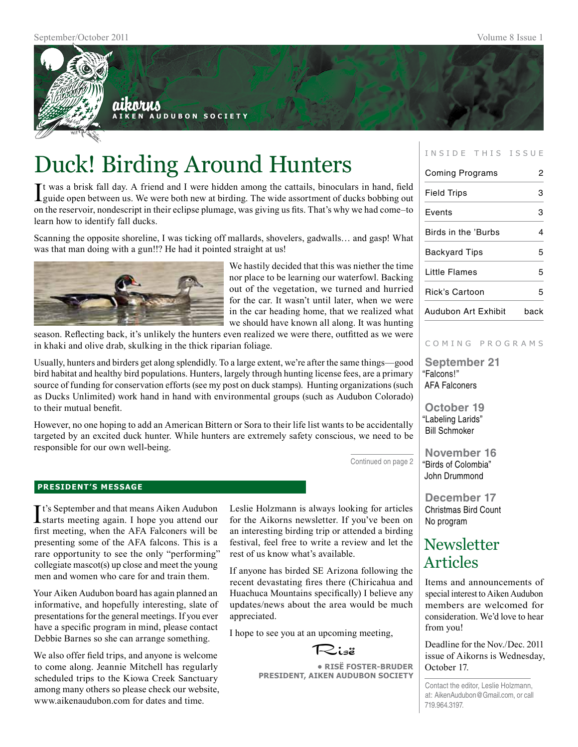aikorns
AIKEN AUDUBON SOCIETY

# Duck! Birding Around Hunters

It was a brisk fall day. A friend and I were hidden among the cattails, binoculars in hand, field guide open between us. We were both new at birding. The wide assortment of ducks bobbing out on the reservoir, nondescript in their eclipse plumage, was giving us fits. That's why we had come–to learn how to identify fall ducks.

Scanning the opposite shoreline, I was ticking off mallards, shovelers, gadwalls… and gasp! What was that man doing with a gun!!? He had it pointed straight at us!

We hastily decided that this was niether the time nor place to be learning our waterfowl. Backing out of the vegetation, we turned and hurried for the car. It wasn't until later, when we were in the car heading home, that we realized what we should have known all along. It was hunting season. Reflecting back, it's unlikely the hunters even realized we were there, outfitted as we were in khaki and olive drab, skulking in the thick riparian foliage.

Usually, hunters and birders get along splendidly. To a large extent, we're after the same things—good bird habitat and healthy bird populations. Hunters, largely through hunting license fees, are a primary source of funding for conservation efforts (see my post on duck stamps). Hunting organizations (such as Ducks Unlimited) work hand in hand with environmental groups (such as Audubon Colorado) to their mutual benefit.

However, no one hoping to add an American Bittern or Sora to their life list wants to be accidentally targeted by an excited duck hunter. While hunters are extremely safety conscious, we need to be responsible for our own well-being.

Continued on page 2

## PRESIDENT'S MESSAGE

It's September and that means Aiken Audubon starts meeting again. I hope you attend our first meeting, when the AFA Falconers will be presenting some of the AFA falcons. This is a rare opportunity to see the only "performing" collegiate mascot(s) up close and meet the young men and women who care for and train them.

Your Aiken Audubon board has again planned an informative, and hopefully interesting, slate of presentations for the general meetings. If you ever have a specific program in mind, please contact Debbie Barnes so she can arrange something.

We also offer field trips, and anyone is welcome to come along. Jeannie Mitchell has regularly scheduled trips to the Kiowa Creek Sanctuary among many others so please check our website, www.aikenaudubon.com for dates and time.

Leslie Holzmann is always looking for articles for the Aikorns newsletter. If you've been on an interesting birding trip or attended a birding festival, feel free to write a review and let the rest of us know what's available.

If anyone has birded SE Arizona following the recent devastating fires there (Chiricahua and Huachuca Mountains specifically) I believe any updates/news about the area would be much appreciated.

I hope to see you at an upcoming meeting,

Risë

**• RISË FOSTER-BRUDER**
**PRESIDENT, AIKEN AUDUBON SOCIETY**

## INSIDE THIS ISSUE

| | |
|---|---|
| Coming Programs | 2 |
| Field Trips | 3 |
| Events | 3 |
| Birds in the 'Burbs | 4 |
| Backyard Tips | 5 |
| Little Flames | 5 |
| Rick's Cartoon | 5 |
| Audubon Art Exhibit | back |

## COMING PROGRAMS

**September 21**
"Falcons!"
AFA Falconers

**October 19**
"Labeling Larids"
Bill Schmoker

**November 16**
"Birds of Colombia"
John Drummond

**December 17**
Christmas Bird Count
No program

## Newsletter Articles

Items and announcements of special interest to Aiken Audubon members are welcomed for consideration. We'd love to hear from you!

Deadline for the Nov./Dec. 2011 issue of Aikorns is Wednesday, October 17.

Contact the editor, Leslie Holzmann, at: AikenAudubon@Gmail.com, or call 719.964.3197.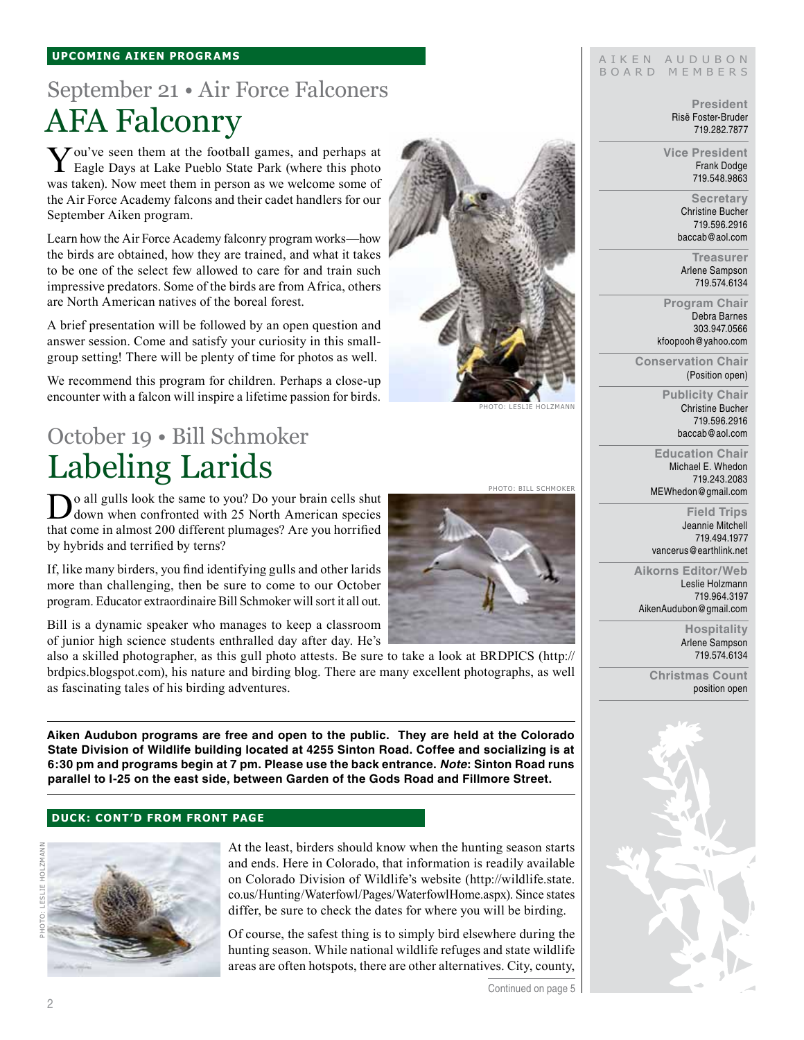## UPCOMING AIKEN PROGRAMS

### September 21 • Air Force Falconers

# AFA Falconry

You've seen them at the football games, and perhaps at Eagle Days at Lake Pueblo State Park (where this photo was taken). Now meet them in person as we welcome some of the Air Force Academy falcons and their cadet handlers for our September Aiken program.

Learn how the Air Force Academy falconry program works—how the birds are obtained, how they are trained, and what it takes to be one of the select few allowed to care for and train such impressive predators. Some of the birds are from Africa, others are North American natives of the boreal forest.

A brief presentation will be followed by an open question and answer session. Come and satisfy your curiosity in this small-group setting! There will be plenty of time for photos as well.

We recommend this program for children. Perhaps a close-up encounter with a falcon will inspire a lifetime passion for birds.

PHOTO: LESLIE HOLZMANN

### October 19 • Bill Schmoker

# Labeling Larids

PHOTO: BILL SCHMOKER

Do all gulls look the same to you? Do your brain cells shut down when confronted with 25 North American species that come in almost 200 different plumages? Are you horrified by hybrids and terrified by terns?

If, like many birders, you find identifying gulls and other larids more than challenging, then be sure to come to our October program. Educator extraordinaire Bill Schmoker will sort it all out.

Bill is a dynamic speaker who manages to keep a classroom of junior high science students enthralled day after day. He's also a skilled photographer, as this gull photo attests. Be sure to take a look at BRDPICS (http://brdpics.blogspot.com), his nature and birding blog. There are many excellent photographs, as well as fascinating tales of his birding adventures.

**Aiken Audubon programs are free and open to the public. They are held at the Colorado State Division of Wildlife building located at 4255 Sinton Road. Coffee and socializing is at 6:30 pm and programs begin at 7 pm. Please use the back entrance. *Note*: Sinton Road runs parallel to I-25 on the east side, between Garden of the Gods Road and Fillmore Street.**

## DUCK: CONT'D FROM FRONT PAGE

PHOTO: LESLIE HOLZMANN

At the least, birders should know when the hunting season starts and ends. Here in Colorado, that information is readily available on Colorado Division of Wildlife's website (http://wildlife.state.co.us/Hunting/Waterfowl/Pages/WaterfowlHome.aspx). Since states differ, be sure to check the dates for where you will be birding.

Of course, the safest thing is to simply bird elsewhere during the hunting season. While national wildlife refuges and state wildlife areas are often hotspots, there are other alternatives. City, county,

Continued on page 5

## AIKEN AUDUBON BOARD MEMBERS

**President**
Risë Foster-Bruder
719.282.7877

**Vice President**
Frank Dodge
719.548.9863

**Secretary**
Christine Bucher
719.596.2916
baccab@aol.com

**Treasurer**
Arlene Sampson
719.574.6134

**Program Chair**
Debra Barnes
303.947.0566
kfoopooh@yahoo.com

**Conservation Chair**
(Position open)

**Publicity Chair**
Christine Bucher
719.596.2916
baccab@aol.com

**Education Chair**
Michael E. Whedon
719.243.2083
MEWhedon@gmail.com

**Field Trips**
Jeannie Mitchell
719.494.1977
vancerus@earthlink.net

**Aikorns Editor/Web**
Leslie Holzmann
719.964.3197
AikenAudubon@gmail.com

**Hospitality**
Arlene Sampson
719.574.6134

**Christmas Count**
position open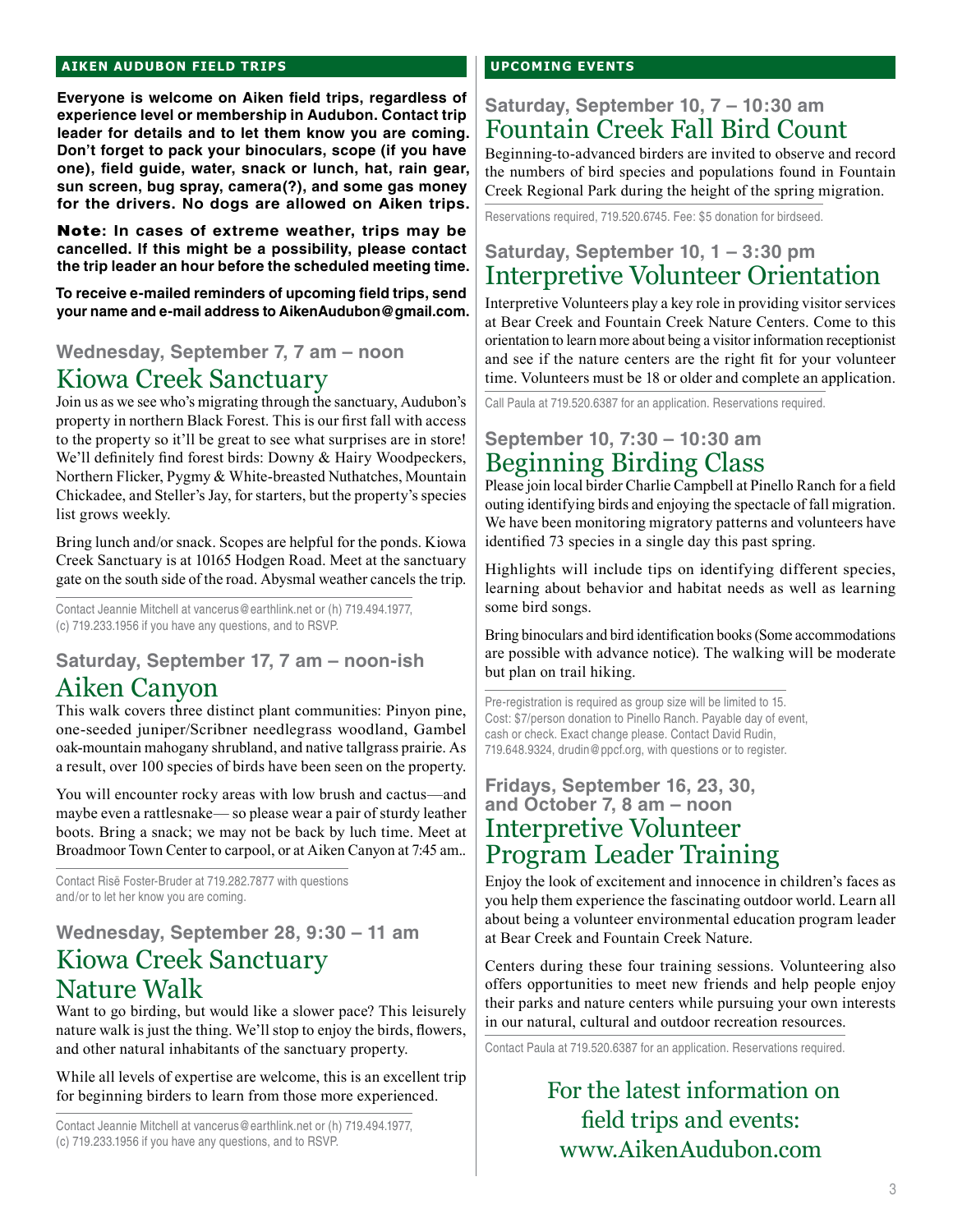## AIKEN AUDUBON FIELD TRIPS

**Everyone is welcome on Aiken field trips, regardless of experience level or membership in Audubon. Contact trip leader for details and to let them know you are coming. Don't forget to pack your binoculars, scope (if you have one), field guide, water, snack or lunch, hat, rain gear, sun screen, bug spray, camera(?), and some gas money for the drivers. No dogs are allowed on Aiken trips.**

**Note: In cases of extreme weather, trips may be cancelled. If this might be a possibility, please contact the trip leader an hour before the scheduled meeting time.**

**To receive e-mailed reminders of upcoming field trips, send your name and e-mail address to AikenAudubon@gmail.com.**

### Wednesday, September 7, 7 am – noon

### Kiowa Creek Sanctuary

Join us as we see who's migrating through the sanctuary, Audubon's property in northern Black Forest. This is our first fall with access to the property so it'll be great to see what surprises are in store! We'll definitely find forest birds: Downy & Hairy Woodpeckers, Northern Flicker, Pygmy & White-breasted Nuthatches, Mountain Chickadee, and Steller's Jay, for starters, but the property's species list grows weekly.

Bring lunch and/or snack. Scopes are helpful for the ponds. Kiowa Creek Sanctuary is at 10165 Hodgen Road. Meet at the sanctuary gate on the south side of the road. Abysmal weather cancels the trip.

Contact Jeannie Mitchell at vancerus@earthlink.net or (h) 719.494.1977, (c) 719.233.1956 if you have any questions, and to RSVP.

### Saturday, September 17, 7 am – noon-ish

### Aiken Canyon

This walk covers three distinct plant communities: Pinyon pine, one-seeded juniper/Scribner needlegrass woodland, Gambel oak-mountain mahogany shrubland, and native tallgrass prairie. As a result, over 100 species of birds have been seen on the property.

You will encounter rocky areas with low brush and cactus—and maybe even a rattlesnake— so please wear a pair of sturdy leather boots. Bring a snack; we may not be back by luch time. Meet at Broadmoor Town Center to carpool, or at Aiken Canyon at 7:45 am..

Contact Risë Foster-Bruder at 719.282.7877 with questions and/or to let her know you are coming.

### Wednesday, September 28, 9:30 – 11 am

### Kiowa Creek Sanctuary Nature Walk

Want to go birding, but would like a slower pace? This leisurely nature walk is just the thing. We'll stop to enjoy the birds, flowers, and other natural inhabitants of the sanctuary property.

While all levels of expertise are welcome, this is an excellent trip for beginning birders to learn from those more experienced.

Contact Jeannie Mitchell at vancerus@earthlink.net or (h) 719.494.1977, (c) 719.233.1956 if you have any questions, and to RSVP.

## UPCOMING EVENTS

### Saturday, September 10, 7 – 10:30 am

### Fountain Creek Fall Bird Count

Beginning-to-advanced birders are invited to observe and record the numbers of bird species and populations found in Fountain Creek Regional Park during the height of the spring migration.

Reservations required, 719.520.6745. Fee: $5 donation for birdseed.

### Saturday, September 10, 1 – 3:30 pm

### Interpretive Volunteer Orientation

Interpretive Volunteers play a key role in providing visitor services at Bear Creek and Fountain Creek Nature Centers. Come to this orientation to learn more about being a visitor information receptionist and see if the nature centers are the right fit for your volunteer time. Volunteers must be 18 or older and complete an application.

Call Paula at 719.520.6387 for an application. Reservations required.

### September 10, 7:30 – 10:30 am

### Beginning Birding Class

Please join local birder Charlie Campbell at Pinello Ranch for a field outing identifying birds and enjoying the spectacle of fall migration. We have been monitoring migratory patterns and volunteers have identified 73 species in a single day this past spring.

Highlights will include tips on identifying different species, learning about behavior and habitat needs as well as learning some bird songs.

Bring binoculars and bird identification books (Some accommodations are possible with advance notice). The walking will be moderate but plan on trail hiking.

Pre-registration is required as group size will be limited to 15. Cost: $7/person donation to Pinello Ranch. Payable day of event, cash or check. Exact change please. Contact David Rudin, 719.648.9324, drudin@ppcf.org, with questions or to register.

### Fridays, September 16, 23, 30, and October 7, 8 am – noon

### Interpretive Volunteer Program Leader Training

Enjoy the look of excitement and innocence in children's faces as you help them experience the fascinating outdoor world. Learn all about being a volunteer environmental education program leader at Bear Creek and Fountain Creek Nature.

Centers during these four training sessions. Volunteering also offers opportunities to meet new friends and help people enjoy their parks and nature centers while pursuing your own interests in our natural, cultural and outdoor recreation resources.

Contact Paula at 719.520.6387 for an application. Reservations required.

For the latest information on field trips and events: www.AikenAudubon.com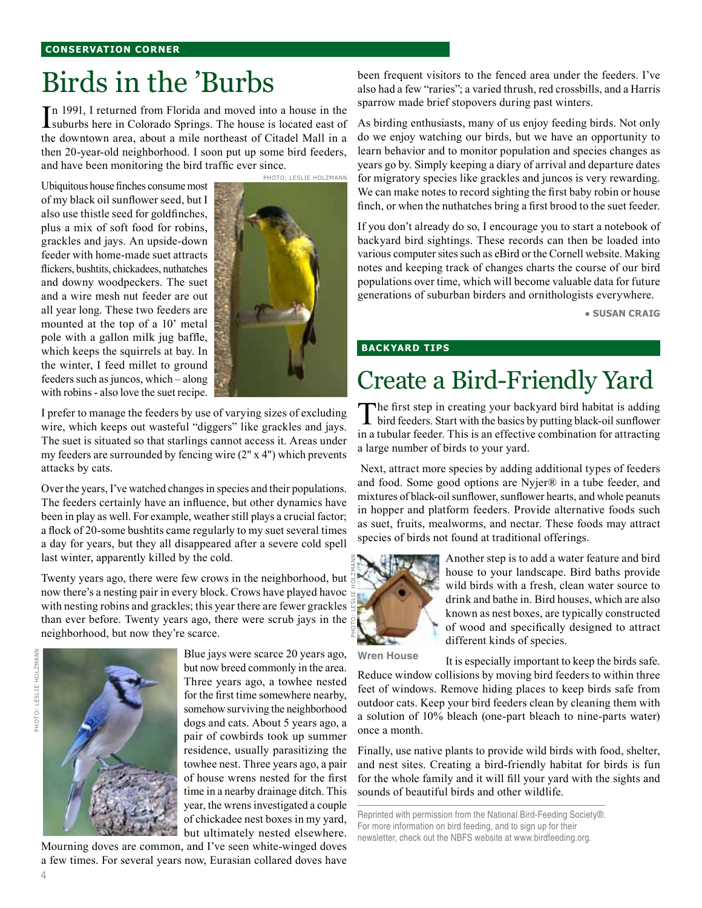CONSERVATION CORNER

# Birds in the 'Burbs

In 1991, I returned from Florida and moved into a house in the suburbs here in Colorado Springs. The house is located east of the downtown area, about a mile northeast of Citadel Mall in a then 20-year-old neighborhood. I soon put up some bird feeders, and have been monitoring the bird traffic ever since.

PHOTO: LESLIE HOLZMANN

Ubiquitous house finches consume most of my black oil sunflower seed, but I also use thistle seed for goldfinches, plus a mix of soft food for robins, grackles and jays. An upside-down feeder with home-made suet attracts flickers, bushtits, chickadees, nuthatches and downy woodpeckers. The suet and a wire mesh nut feeder are out all year long. These two feeders are mounted at the top of a 10' metal pole with a gallon milk jug baffle, which keeps the squirrels at bay. In the winter, I feed millet to ground feeders such as juncos, which – along with robins - also love the suet recipe.

I prefer to manage the feeders by use of varying sizes of excluding wire, which keeps out wasteful "diggers" like grackles and jays. The suet is situated so that starlings cannot access it. Areas under my feeders are surrounded by fencing wire (2" x 4") which prevents attacks by cats.

Over the years, I've watched changes in species and their populations. The feeders certainly have an influence, but other dynamics have been in play as well. For example, weather still plays a crucial factor; a flock of 20-some bushtits came regularly to my suet several times a day for years, but they all disappeared after a severe cold spell last winter, apparently killed by the cold.

Twenty years ago, there were few crows in the neighborhood, but now there's a nesting pair in every block. Crows have played havoc with nesting robins and grackles; this year there are fewer grackles than ever before. Twenty years ago, there were scrub jays in the neighborhood, but now they're scarce.

PHOTO: LESLIE HOLZMANN

Blue jays were scarce 20 years ago, but now breed commonly in the area. Three years ago, a towhee nested for the first time somewhere nearby, somehow surviving the neighborhood dogs and cats. About 5 years ago, a pair of cowbirds took up summer residence, usually parasitizing the towhee nest. Three years ago, a pair of house wrens nested for the first time in a nearby drainage ditch. This year, the wrens investigated a couple of chickadee nest boxes in my yard, but ultimately nested elsewhere. Mourning doves are common, and I've seen white-winged doves a few times. For several years now, Eurasian collared doves have been frequent visitors to the fenced area under the feeders. I've also had a few "raries"; a varied thrush, red crossbills, and a Harris sparrow made brief stopovers during past winters.

As birding enthusiasts, many of us enjoy feeding birds. Not only do we enjoy watching our birds, but we have an opportunity to learn behavior and to monitor population and species changes as years go by. Simply keeping a diary of arrival and departure dates for migratory species like grackles and juncos is very rewarding. We can make notes to record sighting the first baby robin or house finch, or when the nuthatches bring a first brood to the suet feeder.

If you don't already do so, I encourage you to start a notebook of backyard bird sightings. These records can then be loaded into various computer sites such as eBird or the Cornell website. Making notes and keeping track of changes charts the course of our bird populations over time, which will become valuable data for future generations of suburban birders and ornithologists everywhere.

**• SUSAN CRAIG**

BACKYARD TIPS

# Create a Bird-Friendly Yard

The first step in creating your backyard bird habitat is adding bird feeders. Start with the basics by putting black-oil sunflower in a tubular feeder. This is an effective combination for attracting a large number of birds to your yard.

Next, attract more species by adding additional types of feeders and food. Some good options are Nyjer® in a tube feeder, and mixtures of black-oil sunflower, sunflower hearts, and whole peanuts in hopper and platform feeders. Provide alternative foods such as suet, fruits, mealworms, and nectar. These foods may attract species of birds not found at traditional offerings.

PHOTO: LESLIE HOLZMANN

**Wren House**

Another step is to add a water feature and bird house to your landscape. Bird baths provide wild birds with a fresh, clean water source to drink and bathe in. Bird houses, which are also known as nest boxes, are typically constructed of wood and specifically designed to attract different kinds of species.

It is especially important to keep the birds safe. Reduce window collisions by moving bird feeders to within three feet of windows. Remove hiding places to keep birds safe from outdoor cats. Keep your bird feeders clean by cleaning them with a solution of 10% bleach (one-part bleach to nine-parts water) once a month.

Finally, use native plants to provide wild birds with food, shelter, and nest sites. Creating a bird-friendly habitat for birds is fun for the whole family and it will fill your yard with the sights and sounds of beautiful birds and other wildlife.

Reprinted with permission from the National Bird-Feeding Society®. For more information on bird feeding, and to sign up for their newsletter, check out the NBFS website at www.birdfeeding.org.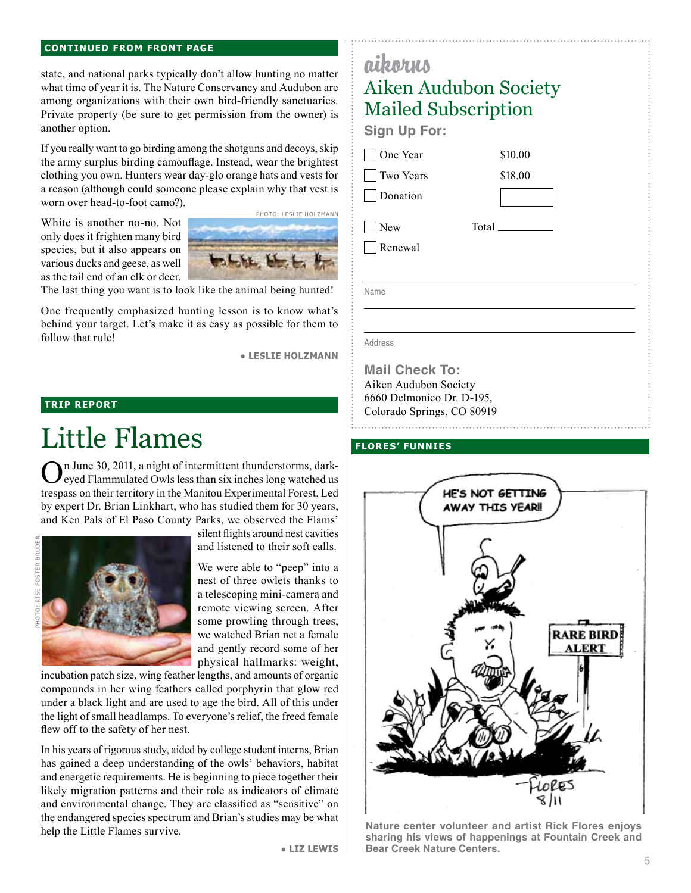**CONTINUED FROM FRONT PAGE**

state, and national parks typically don't allow hunting no matter what time of year it is. The Nature Conservancy and Audubon are among organizations with their own bird-friendly sanctuaries. Private property (be sure to get permission from the owner) is another option.

If you really want to go birding among the shotguns and decoys, skip the army surplus birding camouflage. Instead, wear the brightest clothing you own. Hunters wear day-glo orange hats and vests for a reason (although could someone please explain why that vest is worn over head-to-foot camo?).

PHOTO: LESLIE HOLZMANN

White is another no-no. Not only does it frighten many bird species, but it also appears on various ducks and geese, as well as the tail end of an elk or deer. The last thing you want is to look like the animal being hunted!

One frequently emphasized hunting lesson is to know what's behind your target. Let's make it as easy as possible for them to follow that rule!

• **LESLIE HOLZMANN**

**TRIP REPORT**

# Little Flames

On June 30, 2011, a night of intermittent thunderstorms, dark-eyed Flammulated Owls less than six inches long watched us trespass on their territory in the Manitou Experimental Forest. Led by expert Dr. Brian Linkhart, who has studied them for 30 years, and Ken Pals of El Paso County Parks, we observed the Flams' silent flights around nest cavities and listened to their soft calls.

PHOTO: RISË FOSTER-BRUDER

We were able to "peep" into a nest of three owlets thanks to a telescoping mini-camera and remote viewing screen. After some prowling through trees, we watched Brian net a female and gently record some of her physical hallmarks: weight, incubation patch size, wing feather lengths, and amounts of organic compounds in her wing feathers called porphyrin that glow red under a black light and are used to age the bird. All of this under the light of small headlamps. To everyone's relief, the freed female flew off to the safety of her nest.

In his years of rigorous study, aided by college student interns, Brian has gained a deep understanding of the owls' behaviors, habitat and energetic requirements. He is beginning to piece together their likely migration patterns and their role as indicators of climate and environmental change. They are classified as "sensitive" on the endangered species spectrum and Brian's studies may be what help the Little Flames survive.

• **LIZ LEWIS**

---

aikorns

## Aiken Audubon Society Mailed Subscription

**Sign Up For:**

- ☐ One Year $10.00
- ☐ Two Years $18.00
- ☐ Donation ________

- ☐ New Total ________
- ☐ Renewal

Name ______________________________

Address ______________________________

**Mail Check To:**
Aiken Audubon Society
6660 Delmonico Dr. D-195,
Colorado Springs, CO 80919

---

**FLORES' FUNNIES**

HE'S NOT GETTING AWAY THIS YEAR!!

RARE BIRD ALERT

FLORES 8/11

**Nature center volunteer and artist Rick Flores enjoys sharing his views of happenings at Fountain Creek and Bear Creek Nature Centers.**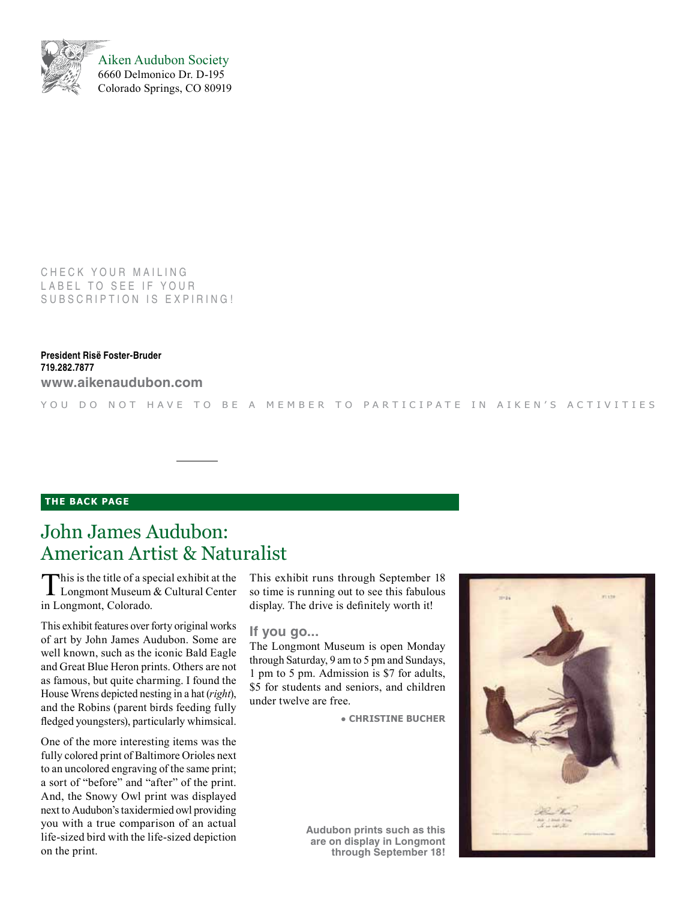Aiken Audubon Society
6660 Delmonico Dr. D-195
Colorado Springs, CO 80919

CHECK YOUR MAILING LABEL TO SEE IF YOUR SUBSCRIPTION IS EXPIRING!

**President Risë Foster-Bruder**
**719.282.7877**
**www.aikenaudubon.com**

YOU DO NOT HAVE TO BE A MEMBER TO PARTICIPATE IN AIKEN'S ACTIVITIES

**THE BACK PAGE**

# John James Audubon: American Artist & Naturalist

This is the title of a special exhibit at the Longmont Museum & Cultural Center in Longmont, Colorado.

This exhibit features over forty original works of art by John James Audubon. Some are well known, such as the iconic Bald Eagle and Great Blue Heron prints. Others are not as famous, but quite charming. I found the House Wrens depicted nesting in a hat (*right*), and the Robins (parent birds feeding fully fledged youngsters), particularly whimsical.

One of the more interesting items was the fully colored print of Baltimore Orioles next to an uncolored engraving of the same print; a sort of "before" and "after" of the print. And, the Snowy Owl print was displayed next to Audubon's taxidermied owl providing you with a true comparison of an actual life-sized bird with the life-sized depiction on the print.

This exhibit runs through September 18 so time is running out to see this fabulous display. The drive is definitely worth it!

## If you go...

The Longmont Museum is open Monday through Saturday, 9 am to 5 pm and Sundays, 1 pm to 5 pm. Admission is $7 for adults, $5 for students and seniors, and children under twelve are free.

• **CHRISTINE BUCHER**

**Audubon prints such as this are on display in Longmont through September 18!**